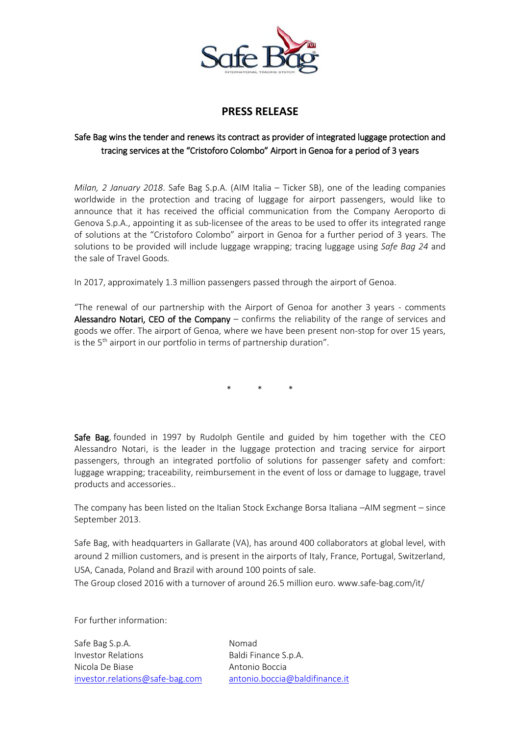# PRESS RELEASE

**Safe Bag wins the tender and renews its contract as provider of integrated luggage protection and tracing services at the "Cristoforo Colombo" Airport in Genoa for a period of 3 years**

*Milan, 2 January 2018*. Safe Bag S.p.A. (AIM Italia – Ticker SB), one of the leading companies worldwide in the protection and tracing of luggage for airport passengers, would like to announce that it has received the official communication from the Company Aeroporto di Genova S.p.A., appointing it as sub-licensee of the areas to be used to offer its integrated range of solutions at the "Cristoforo Colombo" airport in Genoa for a further period of 3 years. The solutions to be provided will include luggage wrapping; tracing luggage using *Safe Bag 24* and the sale of Travel Goods.

In 2017, approximately 1.3 million passengers passed through the airport of Genoa.

"The renewal of our partnership with the Airport of Genoa for another 3 years - comments **Alessandro Notari, CEO of the Company** – confirms the reliability of the range of services and goods we offer. The airport of Genoa, where we have been present non-stop for over 15 years, is the 5th airport in our portfolio in terms of partnership duration".

\* \* \*

**Safe Bag**, founded in 1997 by Rudolph Gentile and guided by him together with the CEO Alessandro Notari, is the leader in the luggage protection and tracing service for airport passengers, through an integrated portfolio of solutions for passenger safety and comfort: luggage wrapping; traceability, reimbursement in the event of loss or damage to luggage, travel products and accessories..

The company has been listed on the Italian Stock Exchange Borsa Italiana –AIM segment – since September 2013.

Safe Bag, with headquarters in Gallarate (VA), has around 400 collaborators at global level, with around 2 million customers, and is present in the airports of Italy, France, Portugal, Switzerland, USA, Canada, Poland and Brazil with around 100 points of sale.
The Group closed 2016 with a turnover of around 26.5 million euro. www.safe-bag.com/it/

For further information:

| Safe Bag S.p.A. | Nomad |
|---|---|
| Investor Relations | Baldi Finance S.p.A. |
| Nicola De Biase | Antonio Boccia |
| investor.relations@safe-bag.com | antonio.boccia@baldifinance.it |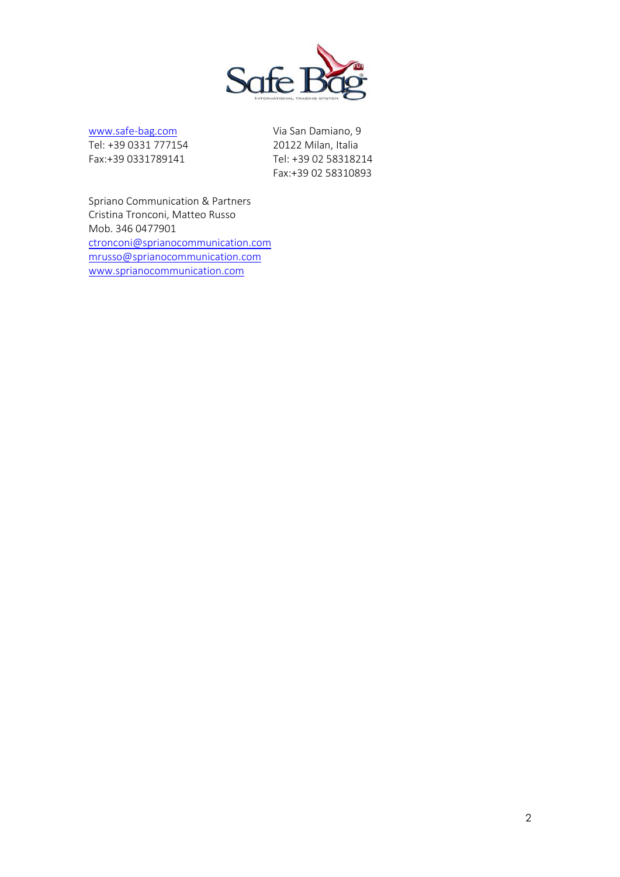www.safe-bag.com
Tel: +39 0331 777154
Fax:+39 0331789141

Via San Damiano, 9
20122 Milan, Italia
Tel: +39 02 58318214
Fax:+39 02 58310893

Spriano Communication & Partners
Cristina Tronconi, Matteo Russo
Mob. 346 0477901
ctronconi@sprianocommunication.com
mrusso@sprianocommunication.com
www.sprianocommunication.com